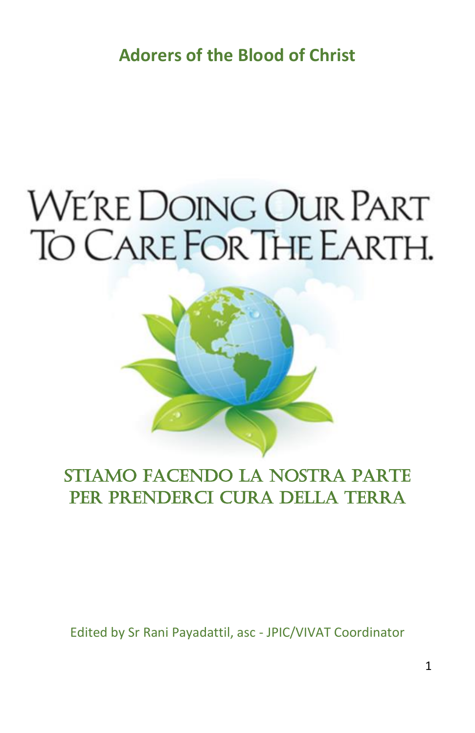**Adorers of the Blood of Christ**

# We're Doing Our Part To Care For The Earth.

## STIAMO FACENDO LA NOSTRA PARTE PER PRENDERCI CURA DELLA TERRA

Edited by Sr Rani Payadattil, asc - JPIC/VIVAT Coordinator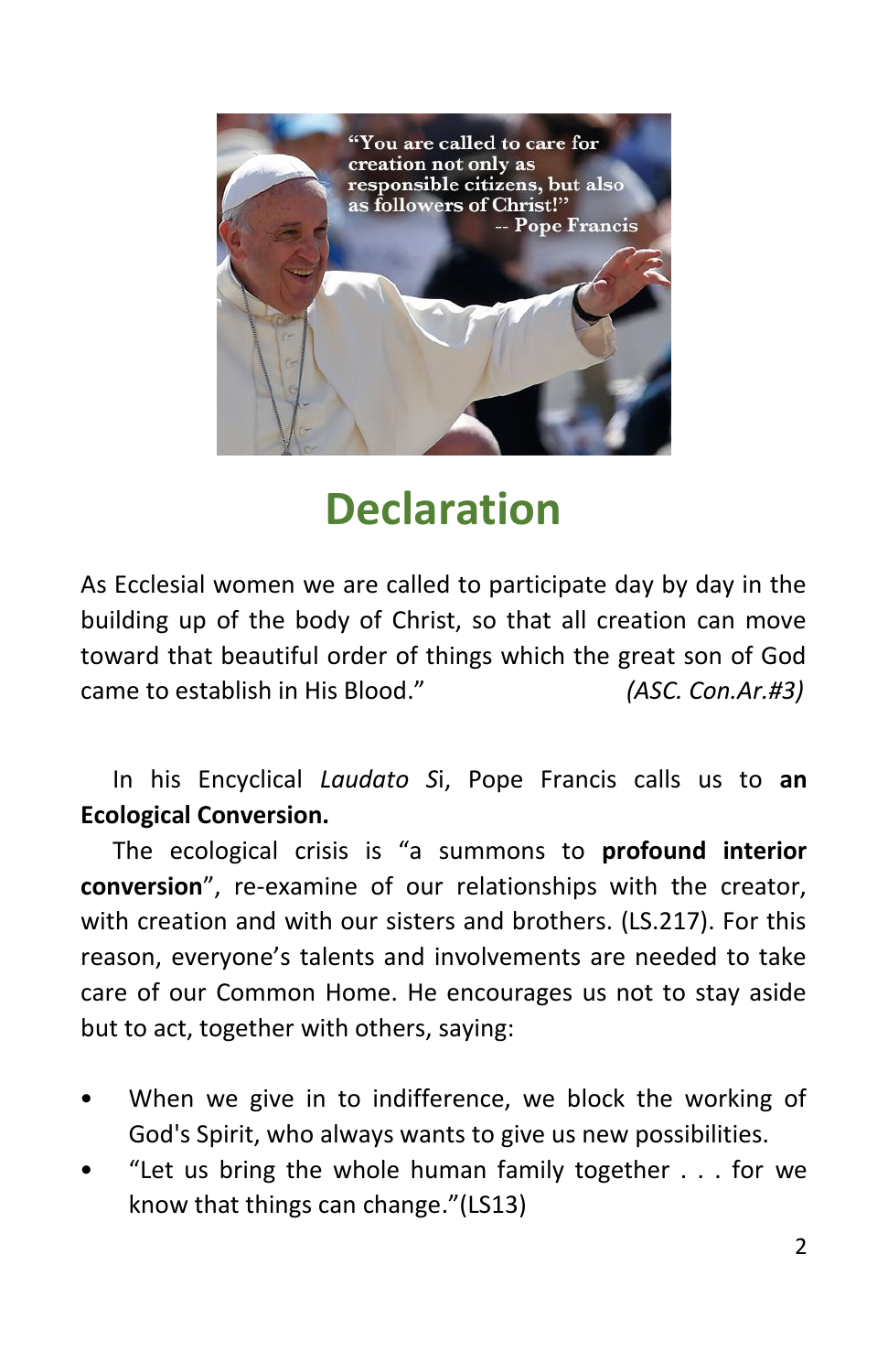# Declaration

As Ecclesial women we are called to participate day by day in the building up of the body of Christ, so that all creation can move toward that beautiful order of things which the great son of God came to establish in His Blood." *(ASC. Con.Ar.#3)*

In his Encyclical *Laudato S*i, Pope Francis calls us to **an Ecological Conversion.**

The ecological crisis is "a summons to **profound interior conversion**", re-examine of our relationships with the creator, with creation and with our sisters and brothers. (LS.217). For this reason, everyone's talents and involvements are needed to take care of our Common Home. He encourages us not to stay aside but to act, together with others, saying:

- When we give in to indifference, we block the working of God's Spirit, who always wants to give us new possibilities.
- "Let us bring the whole human family together . . . for we know that things can change."(LS13)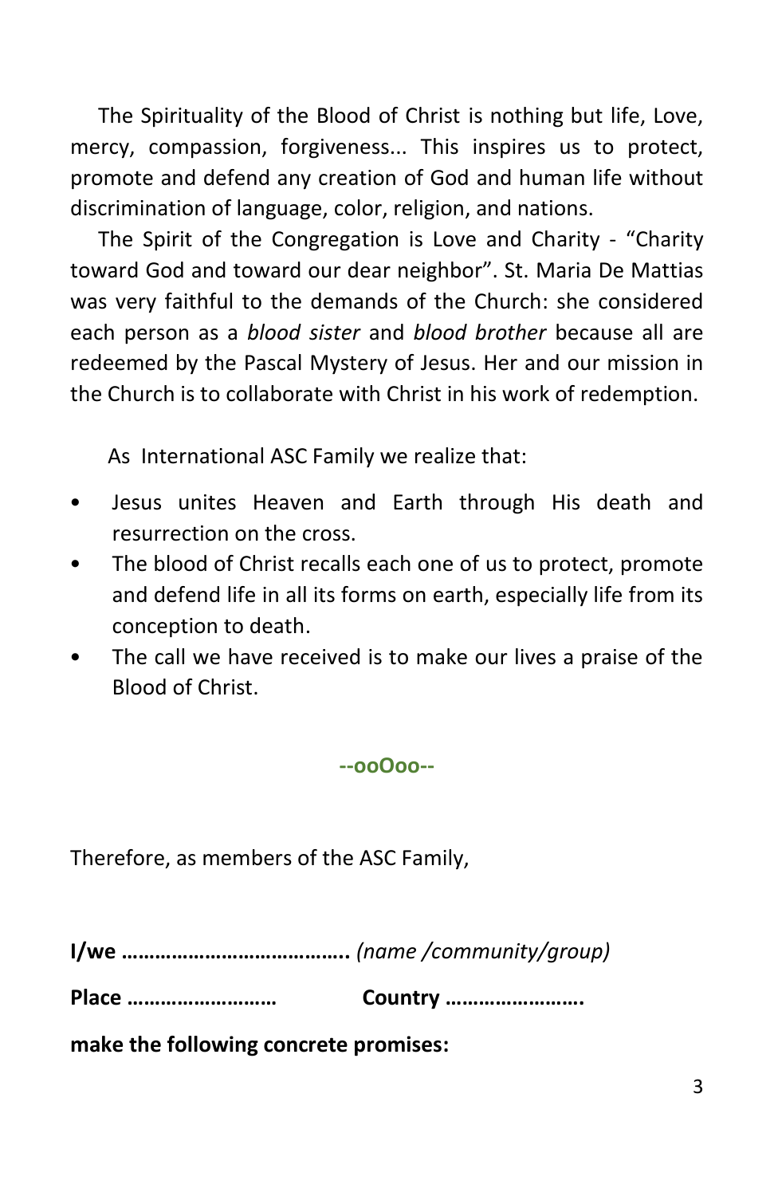The Spirituality of the Blood of Christ is nothing but life, Love, mercy, compassion, forgiveness... This inspires us to protect, promote and defend any creation of God and human life without discrimination of language, color, religion, and nations.

The Spirit of the Congregation is Love and Charity - "Charity toward God and toward our dear neighbor". St. Maria De Mattias was very faithful to the demands of the Church: she considered each person as a *blood sister* and *blood brother* because all are redeemed by the Pascal Mystery of Jesus. Her and our mission in the Church is to collaborate with Christ in his work of redemption.

As International ASC Family we realize that:

- Jesus unites Heaven and Earth through His death and resurrection on the cross.
- The blood of Christ recalls each one of us to protect, promote and defend life in all its forms on earth, especially life from its conception to death.
- The call we have received is to make our lives a praise of the Blood of Christ.

**--ooOoo--**

Therefore, as members of the ASC Family,

**I/we …………………………………..** *(name /community/group)*

**Place ………………………　　　　Country …………………….**

**make the following concrete promises:**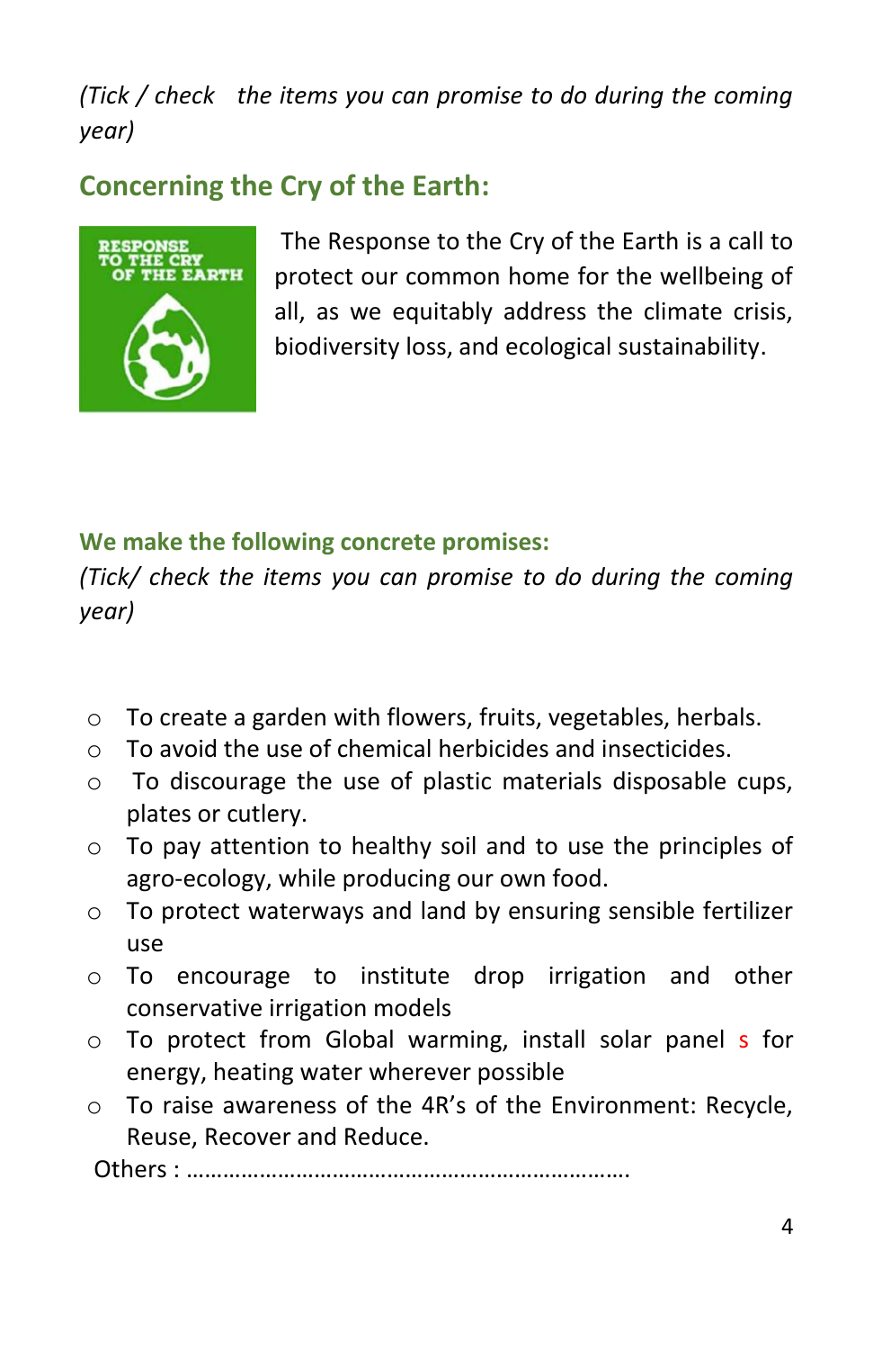*(Tick / check the items you can promise to do during the coming year)*

## Concerning the Cry of the Earth:

RESPONSE TO THE CRY OF THE EARTH

The Response to the Cry of the Earth is a call to protect our common home for the wellbeing of all, as we equitably address the climate crisis, biodiversity loss, and ecological sustainability.

### We make the following concrete promises:

*(Tick/ check the items you can promise to do during the coming year)*

- To create a garden with flowers, fruits, vegetables, herbals.
- To avoid the use of chemical herbicides and insecticides.
- To discourage the use of plastic materials disposable cups, plates or cutlery.
- To pay attention to healthy soil and to use the principles of agro-ecology, while producing our own food.
- To protect waterways and land by ensuring sensible fertilizer use
- To encourage to institute drop irrigation and other conservative irrigation models
- To protect from Global warming, install solar panel s for energy, heating water wherever possible
- To raise awareness of the 4R's of the Environment: Recycle, Reuse, Recover and Reduce.

Others : ……………………………………………………………….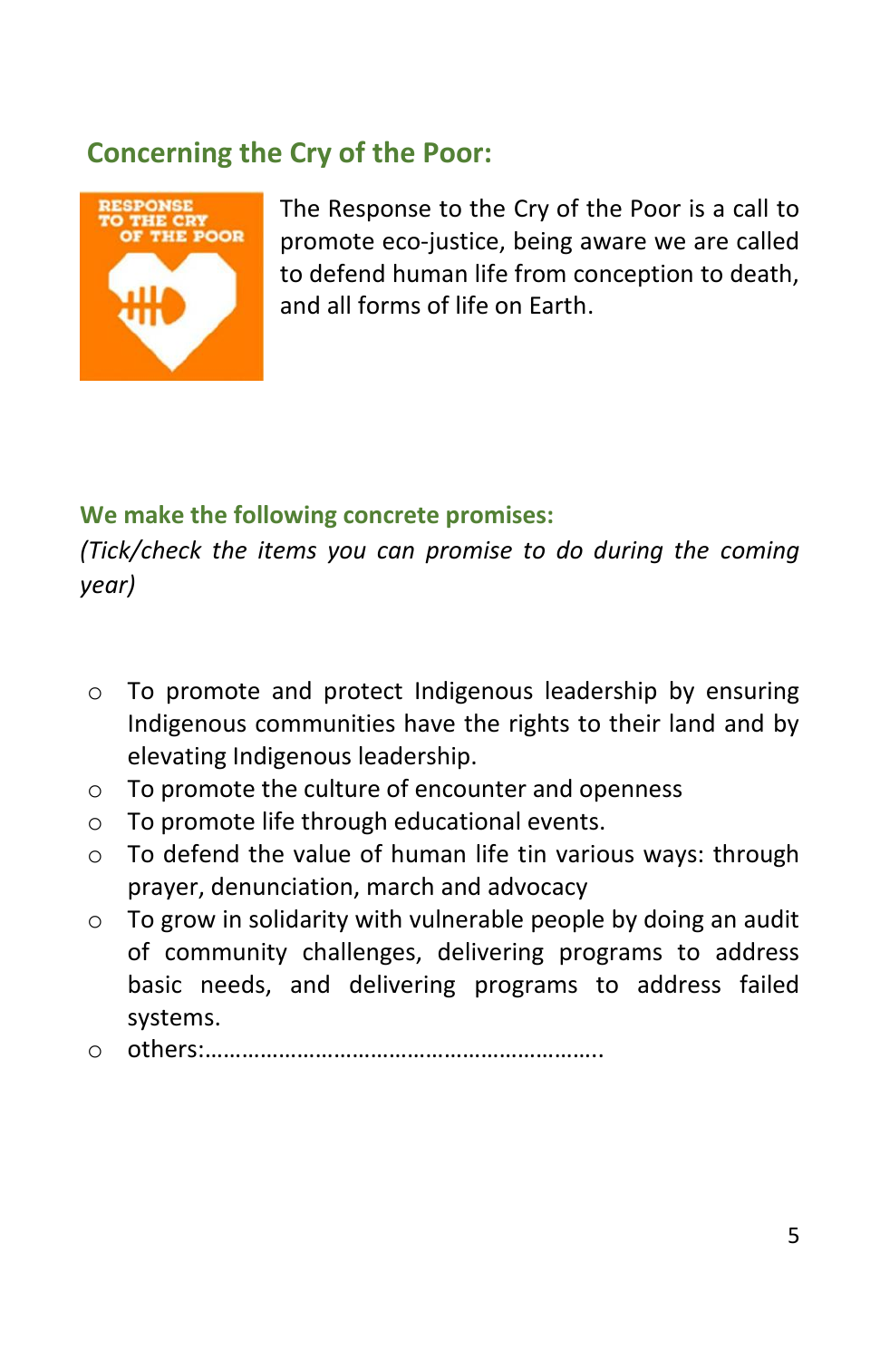## Concerning the Cry of the Poor:

The Response to the Cry of the Poor is a call to promote eco-justice, being aware we are called to defend human life from conception to death, and all forms of life on Earth.

### We make the following concrete promises:

*(Tick/check the items you can promise to do during the coming year)*

- ○ To promote and protect Indigenous leadership by ensuring Indigenous communities have the rights to their land and by elevating Indigenous leadership.
- ○ To promote the culture of encounter and openness
- ○ To promote life through educational events.
- ○ To defend the value of human life tin various ways: through prayer, denunciation, march and advocacy
- ○ To grow in solidarity with vulnerable people by doing an audit of community challenges, delivering programs to address basic needs, and delivering programs to address failed systems.
- ○ others:………………………………………………………..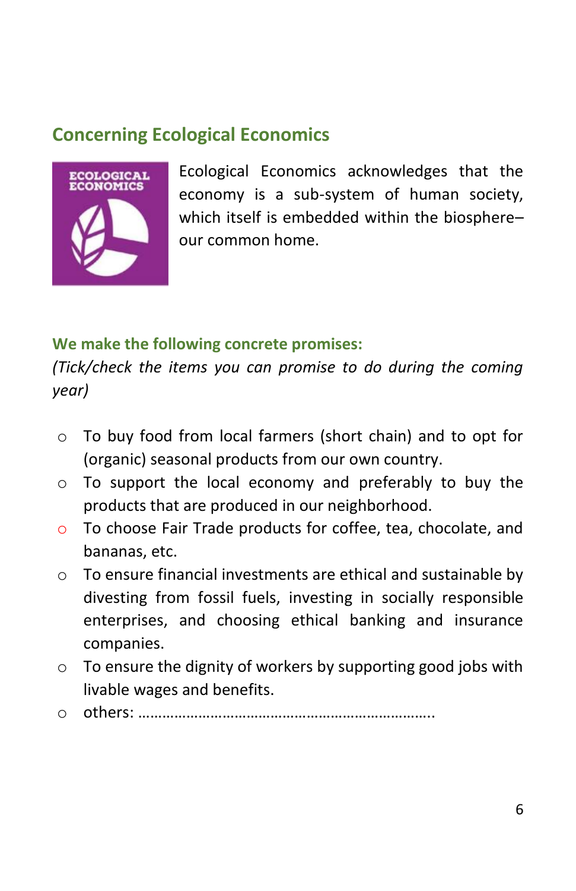## Concerning Ecological Economics

Ecological Economics acknowledges that the economy is a sub-system of human society, which itself is embedded within the biosphere– our common home.

**We make the following concrete promises:**

*(Tick/check the items you can promise to do during the coming year)*

- To buy food from local farmers (short chain) and to opt for (organic) seasonal products from our own country.
- To support the local economy and preferably to buy the products that are produced in our neighborhood.
- To choose Fair Trade products for coffee, tea, chocolate, and bananas, etc.
- To ensure financial investments are ethical and sustainable by divesting from fossil fuels, investing in socially responsible enterprises, and choosing ethical banking and insurance companies.
- To ensure the dignity of workers by supporting good jobs with livable wages and benefits.
- others: ………………………………………………………………..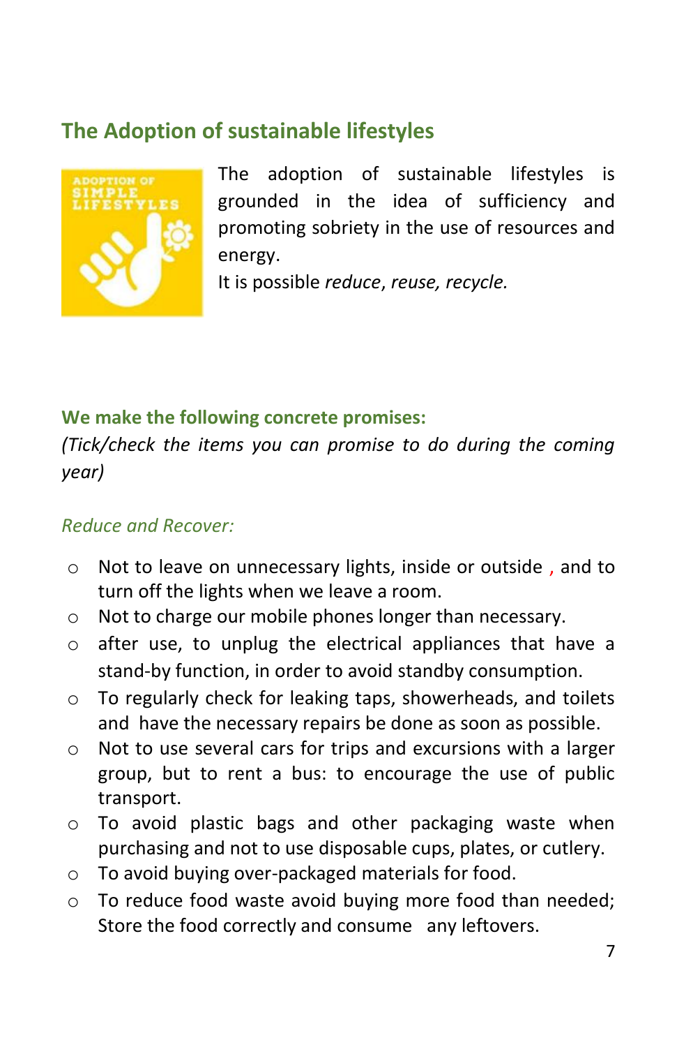## The Adoption of sustainable lifestyles

The adoption of sustainable lifestyles is grounded in the idea of sufficiency and promoting sobriety in the use of resources and energy.

It is possible *reduce*, *reuse, recycle.*

**We make the following concrete promises:**

*(Tick/check the items you can promise to do during the coming year)*

*Reduce and Recover:*

- Not to leave on unnecessary lights, inside or outside , and to turn off the lights when we leave a room.
- Not to charge our mobile phones longer than necessary.
- after use, to unplug the electrical appliances that have a stand-by function, in order to avoid standby consumption.
- To regularly check for leaking taps, showerheads, and toilets and have the necessary repairs be done as soon as possible.
- Not to use several cars for trips and excursions with a larger group, but to rent a bus: to encourage the use of public transport.
- To avoid plastic bags and other packaging waste when purchasing and not to use disposable cups, plates, or cutlery.
- To avoid buying over-packaged materials for food.
- To reduce food waste avoid buying more food than needed; Store the food correctly and consume any leftovers.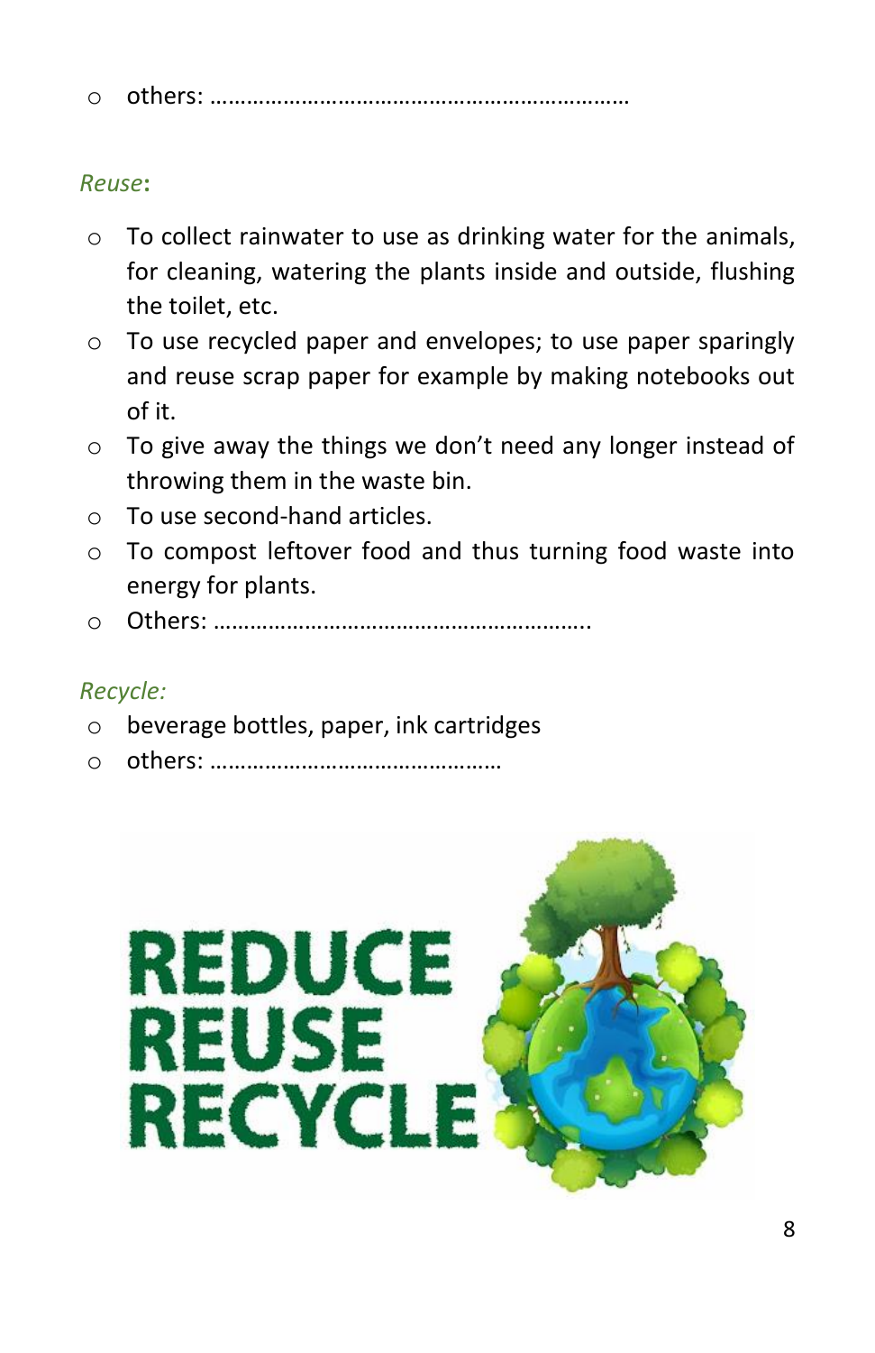- others: ……………………………………………………………

*Reuse*:

- To collect rainwater to use as drinking water for the animals, for cleaning, watering the plants inside and outside, flushing the toilet, etc.
- To use recycled paper and envelopes; to use paper sparingly and reuse scrap paper for example by making notebooks out of it.
- To give away the things we don't need any longer instead of throwing them in the waste bin.
- To use second-hand articles.
- To compost leftover food and thus turning food waste into energy for plants.
- Others: ……………………………………………………..

*Recycle:*

- beverage bottles, paper, ink cartridges
- others: ……………………………………….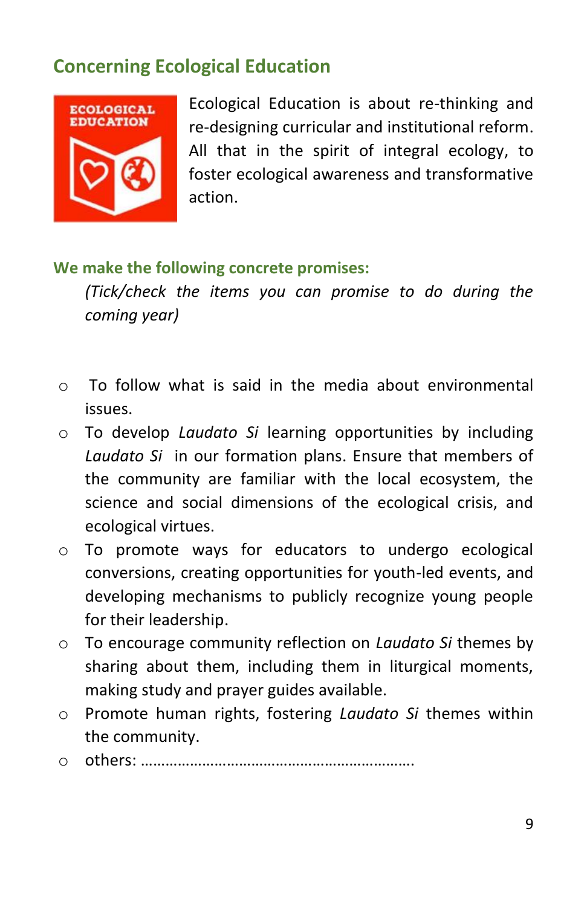## Concerning Ecological Education

Ecological Education is about re-thinking and re-designing curricular and institutional reform. All that in the spirit of integral ecology, to foster ecological awareness and transformative action.

**We make the following concrete promises:**

*(Tick/check the items you can promise to do during the coming year)*

- ○ To follow what is said in the media about environmental issues.
- ○ To develop *Laudato Si* learning opportunities by including *Laudato Si* in our formation plans. Ensure that members of the community are familiar with the local ecosystem, the science and social dimensions of the ecological crisis, and ecological virtues.
- ○ To promote ways for educators to undergo ecological conversions, creating opportunities for youth-led events, and developing mechanisms to publicly recognize young people for their leadership.
- ○ To encourage community reflection on *Laudato Si* themes by sharing about them, including them in liturgical moments, making study and prayer guides available.
- ○ Promote human rights, fostering *Laudato Si* themes within the community.
- ○ others: ………………………………………………………….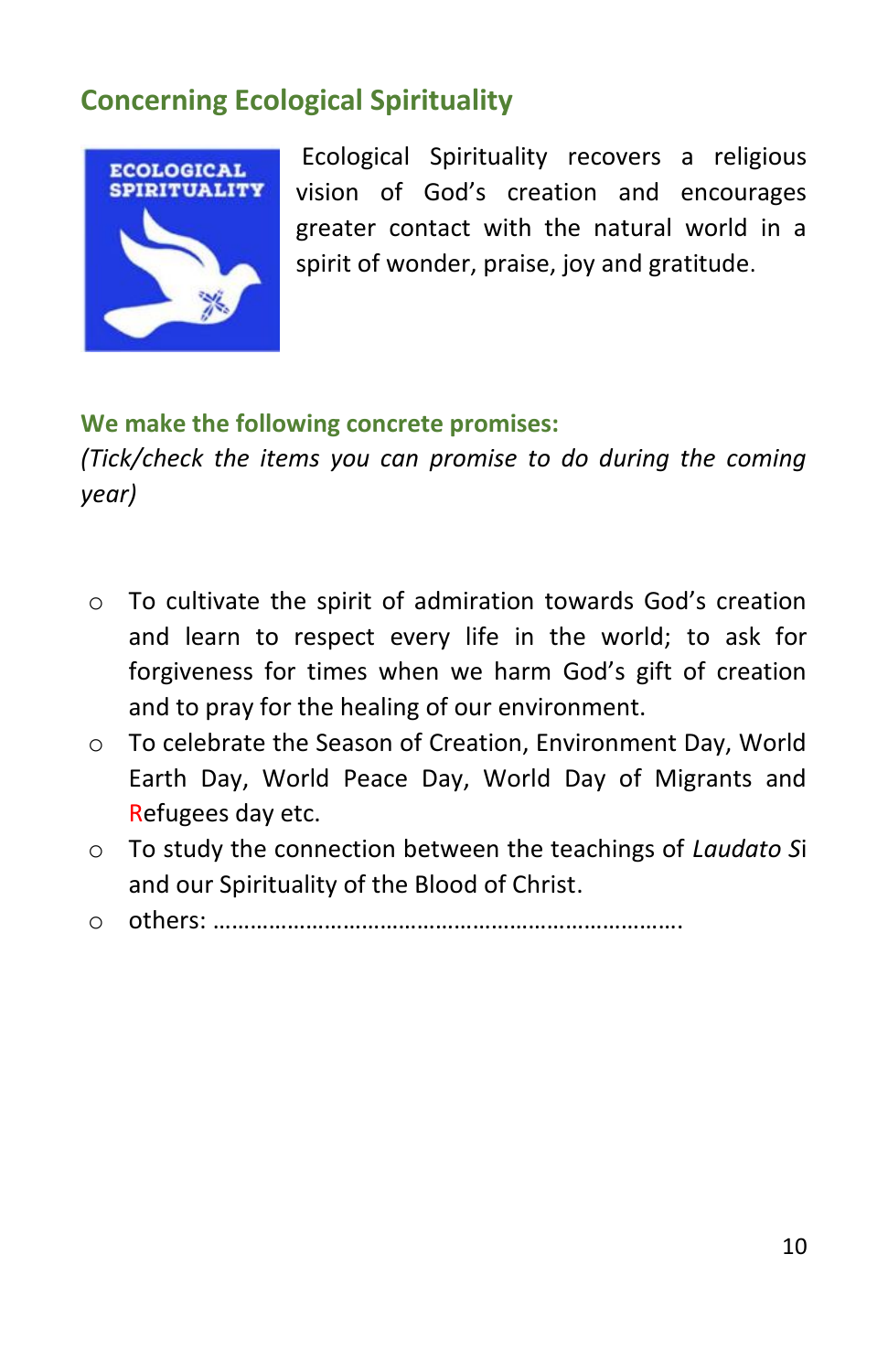## Concerning Ecological Spirituality

Ecological Spirituality recovers a religious vision of God's creation and encourages greater contact with the natural world in a spirit of wonder, praise, joy and gratitude.

**We make the following concrete promises:**

*(Tick/check the items you can promise to do during the coming year)*

- ○ To cultivate the spirit of admiration towards God's creation and learn to respect every life in the world; to ask for forgiveness for times when we harm God's gift of creation and to pray for the healing of our environment.
- ○ To celebrate the Season of Creation, Environment Day, World Earth Day, World Peace Day, World Day of Migrants and Refugees day etc.
- ○ To study the connection between the teachings of *Laudato S*i and our Spirituality of the Blood of Christ.
- ○ others: …………………………………………………………….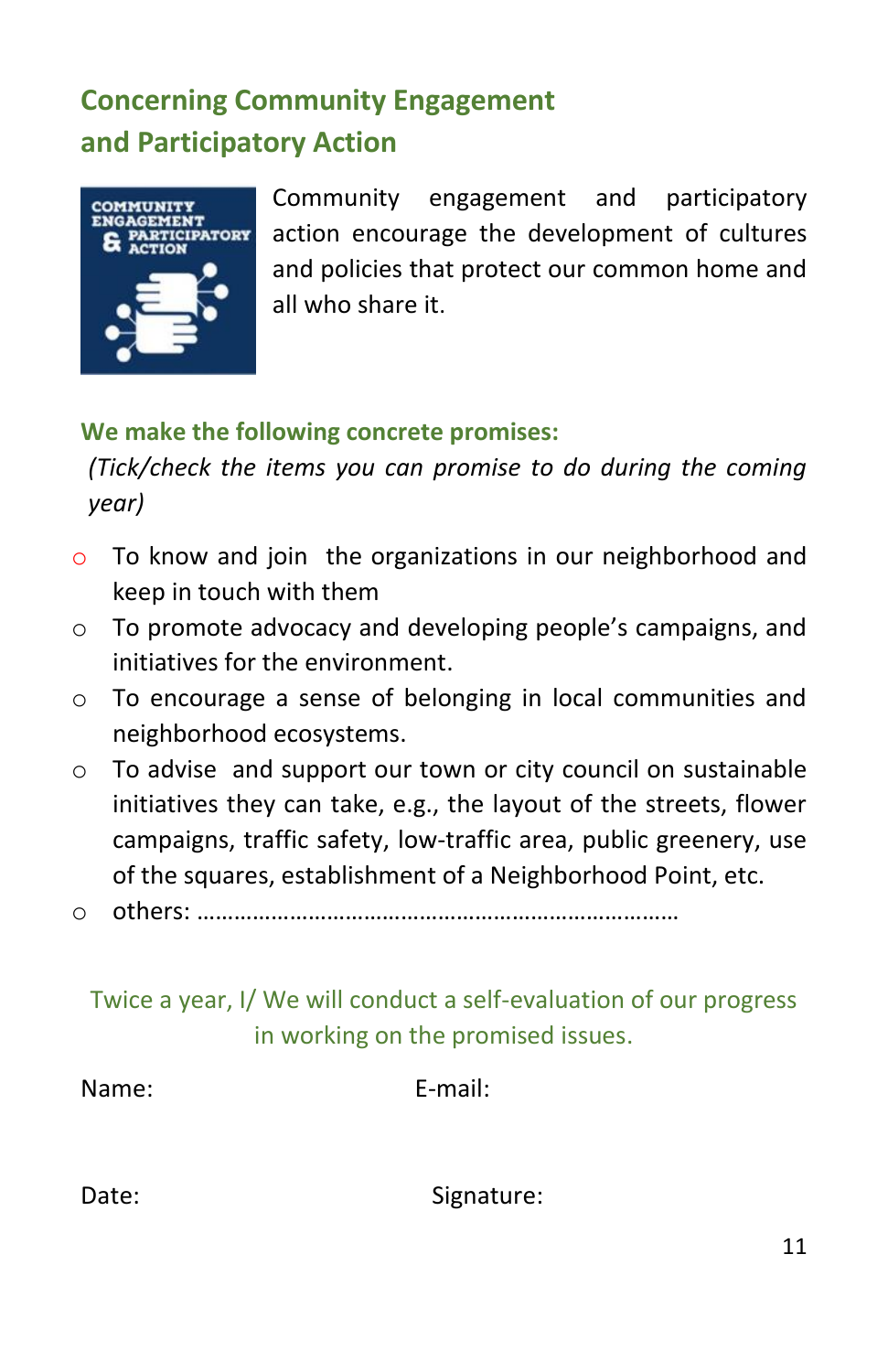## Concerning Community Engagement and Participatory Action

Community engagement and participatory action encourage the development of cultures and policies that protect our common home and all who share it.

**We make the following concrete promises:**

*(Tick/check the items you can promise to do during the coming year)*

- ○ To know and join the organizations in our neighborhood and keep in touch with them
- ○ To promote advocacy and developing people's campaigns, and initiatives for the environment.
- ○ To encourage a sense of belonging in local communities and neighborhood ecosystems.
- ○ To advise and support our town or city council on sustainable initiatives they can take, e.g., the layout of the streets, flower campaigns, traffic safety, low-traffic area, public greenery, use of the squares, establishment of a Neighborhood Point, etc.
- ○ others: ……………………………………………………………………

Twice a year, I/ We will conduct a self-evaluation of our progress in working on the promised issues.

Name: E-mail:

Date: Signature: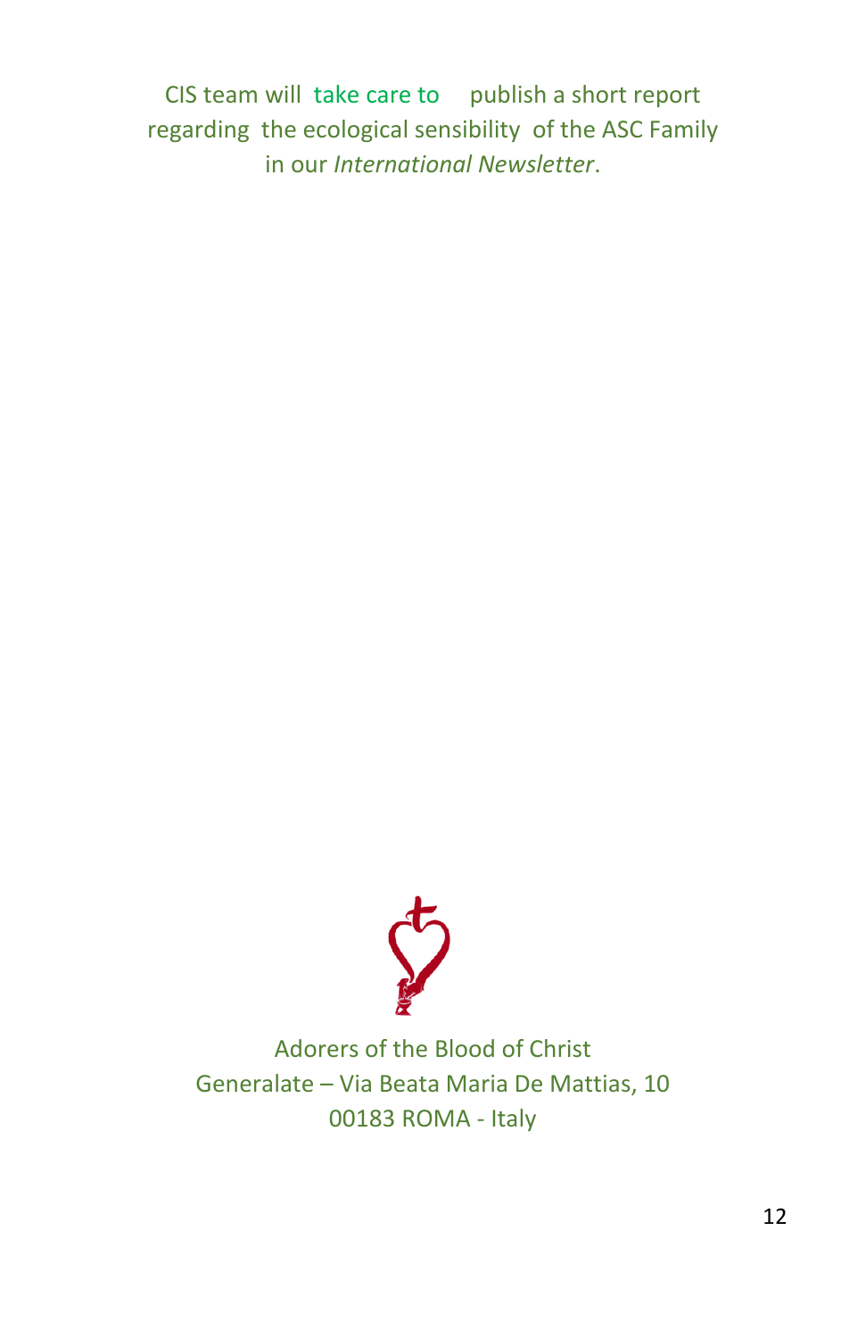CIS team will take care to publish a short report regarding the ecological sensibility of the ASC Family in our *International Newsletter*.

Adorers of the Blood of Christ
Generalate – Via Beata Maria De Mattias, 10
00183 ROMA - Italy